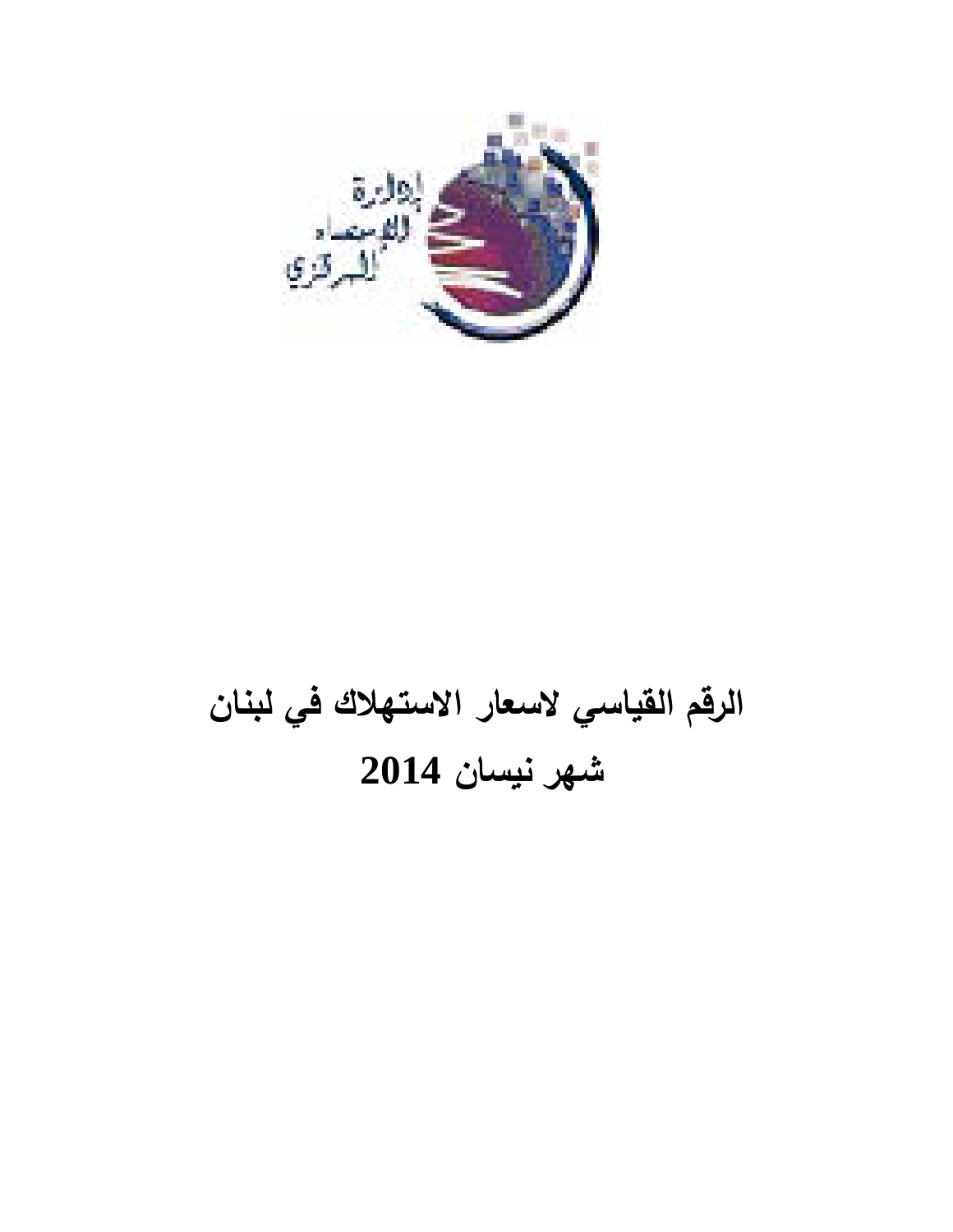# الرقم القياسي لاسعار الاستهلاك في لبنان

# شهر نيسان 2014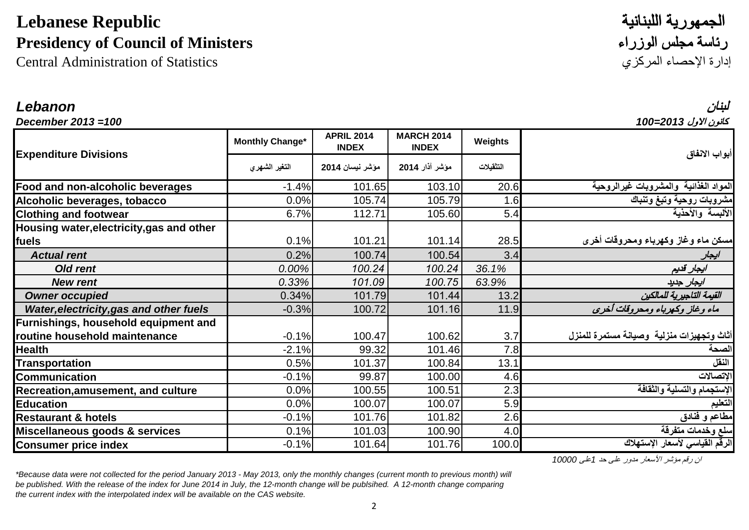# Lebanese Republic

الجمهورية اللبنانية

## Presidency of Council of Ministers

رئاسة مجلس الوزراء

Central Administration of Statistics

إدارة الإحصاء المركزي

***Lebanon*** — ***لبنان***

***December 2013 =100*** — ***كانون الاول 2013=100***

| Expenditure Divisions | Monthly Change* | APRIL 2014 INDEX | MARCH 2014 INDEX | Weights | أبواب الانفاق |
|---|---|---|---|---|---|
| | التغير الشهري | مؤشر نيسان 2014 | مؤشر آذار 2014 | التثقيلات | |
| **Food and non-alcoholic beverages** | -1.4% | 101.65 | 103.10 | 20.6 | المواد الغذائية والمشروبات غيرالروحية |
| **Alcoholic beverages, tobacco** | 0.0% | 105.74 | 105.79 | 1.6 | مشروبات روحية وتبغ وتنباك |
| **Clothing and footwear** | 6.7% | 112.71 | 105.60 | 5.4 | الألبسة والأحذية |
| **Housing water,electricity,gas and other fuels** | 0.1% | 101.21 | 101.14 | 28.5 | مسكن ماء وغاز وكهرباء ومحروقات أخرى |
| ***Actual rent*** | 0.2% | 100.74 | 100.54 | 3.4 | *ايجار* |
| ***Old rent*** | *0.00%* | *100.24* | *100.24* | *36.1%* | *ايجار قديم* |
| ***New rent*** | *0.33%* | *101.09* | *100.75* | *63.9%* | *ايجار جديد* |
| ***Owner occupied*** | 0.34% | 101.79 | 101.44 | 13.2 | *القيمة التاجيرية للمالكين* |
| ***Water,electricity,gas and other fuels*** | -0.3% | 100.72 | 101.16 | 11.9 | *ماء وغاز وكهرباء ومحروقات أخرى* |
| **Furnishings, household equipment and routine household maintenance** | -0.1% | 100.47 | 100.62 | 3.7 | أثاث وتجهيزات منزلية وصيانة مستمرة للمنزل |
| **Health** | -2.1% | 99.32 | 101.46 | 7.8 | الصحة |
| **Transportation** | 0.5% | 101.37 | 100.84 | 13.1 | النقل |
| **Communication** | -0.1% | 99.87 | 100.00 | 4.6 | الإتصالات |
| **Recreation,amusement, and culture** | 0.0% | 100.55 | 100.51 | 2.3 | الإستجمام والتسلية والثقافة |
| **Education** | 0.0% | 100.07 | 100.07 | 5.9 | التعليم |
| **Restaurant & hotels** | -0.1% | 101.76 | 101.82 | 2.6 | مطاعم و فنادق |
| **Miscellaneous goods & services** | 0.1% | 101.03 | 100.90 | 4.0 | سلع وخدمات متفرقة |
| **Consumer price index** | -0.1% | 101.64 | 101.76 | 100.0 | الرقم القياسي لأسعار الإستهلاك |

*ان رقم مؤشر الأسعار مدور على حد 1على 10000*

*\*Because data were not collected for the period January 2013 - May 2013, only the monthly changes (current month to previous month) will be published. With the release of the index for June 2014 in July, the 12-month change will be publsihed. A 12-month change comparing the current index with the interpolated index will be available on the CAS website.*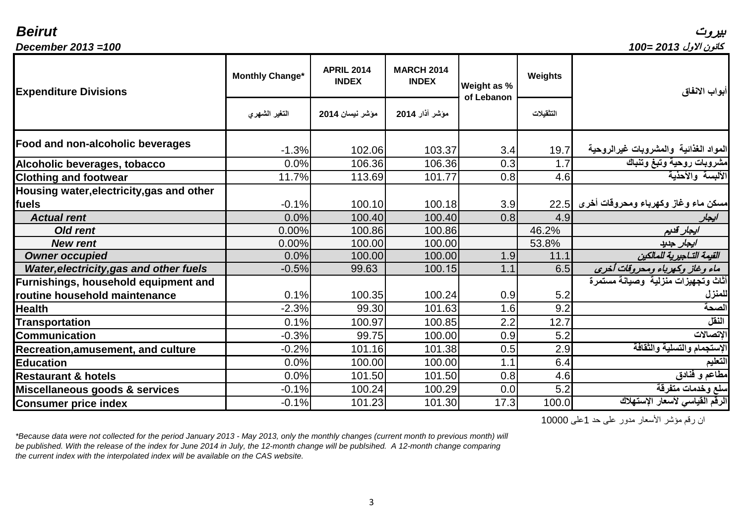**Beirut** | **بيروت**

***December 2013 =100*** | ***كانون الاول 2013 =100***

| Expenditure Divisions | Monthly Change* التغير الشهري | APRIL 2014 INDEX مؤشر نيسان 2014 | MARCH 2014 INDEX مؤشر آذار 2014 | Weight as % of Lebanon | Weights التثقيلات | أبواب الانفاق |
|---|---|---|---|---|---|---|
| **Food and non-alcoholic beverages** | -1.3% | 102.06 | 103.37 | 3.4 | 19.7 | المواد الغذائية والمشروبات غيرالروحية |
| **Alcoholic beverages, tobacco** | 0.0% | 106.36 | 106.36 | 0.3 | 1.7 | مشروبات روحية وتبغ وتنباك |
| **Clothing and footwear** | 11.7% | 113.69 | 101.77 | 0.8 | 4.6 | الألبسة والأحذية |
| **Housing water,electricity,gas and other fuels** | -0.1% | 100.10 | 100.18 | 3.9 | 22.5 | مسكن ماء وغاز وكهرباء ومحروقات أخرى |
| ***Actual rent*** | 0.0% | 100.40 | 100.40 | 0.8 | 4.9 | *ايجار* |
| ***Old rent*** | 0.00% | 100.86 | 100.86 | | 46.2% | *ايجار قديم* |
| ***New rent*** | 0.00% | 100.00 | 100.00 | | 53.8% | *ايجار جديد* |
| ***Owner occupied*** | 0.0% | 100.00 | 100.00 | 1.9 | 11.1 | *القيمة التاجيرية للمالكين* |
| ***Water,electricity,gas and other fuels*** | -0.5% | 99.63 | 100.15 | 1.1 | 6.5 | *ماء وغاز وكهرباء ومحروقات أخرى* |
| **Furnishings, household equipment and routine household maintenance** | 0.1% | 100.35 | 100.24 | 0.9 | 5.2 | أثاث وتجهيزات منزلية وصيانة مستمرة للمنزل |
| **Health** | -2.3% | 99.30 | 101.63 | 1.6 | 9.2 | الصحة |
| **Transportation** | 0.1% | 100.97 | 100.85 | 2.2 | 12.7 | النقل |
| **Communication** | -0.3% | 99.75 | 100.00 | 0.9 | 5.2 | الإتصالات |
| **Recreation,amusement, and culture** | -0.2% | 101.16 | 101.38 | 0.5 | 2.9 | الإستجمام والتسلية والثقافة |
| **Education** | 0.0% | 100.00 | 100.00 | 1.1 | 6.4 | التعليم |
| **Restaurant & hotels** | 0.0% | 101.50 | 101.50 | 0.8 | 4.6 | مطاعم و فنادق |
| **Miscellaneous goods & services** | -0.1% | 100.24 | 100.29 | 0.0 | 5.2 | سلع وخدمات متفرقة |
| **Consumer price index** | -0.1% | 101.23 | 101.30 | 17.3 | 100.0 | الرقم القياسي لأسعار الإستهلاك |

ان رقم مؤشر الأسعار مدور على حد 1على 10000

*\*Because data were not collected for the period January 2013 - May 2013, only the monthly changes (current month to previous month) will be published. With the release of the index for June 2014 in July, the 12-month change will be publsihed. A 12-month change comparing the current index with the interpolated index will be available on the CAS website.*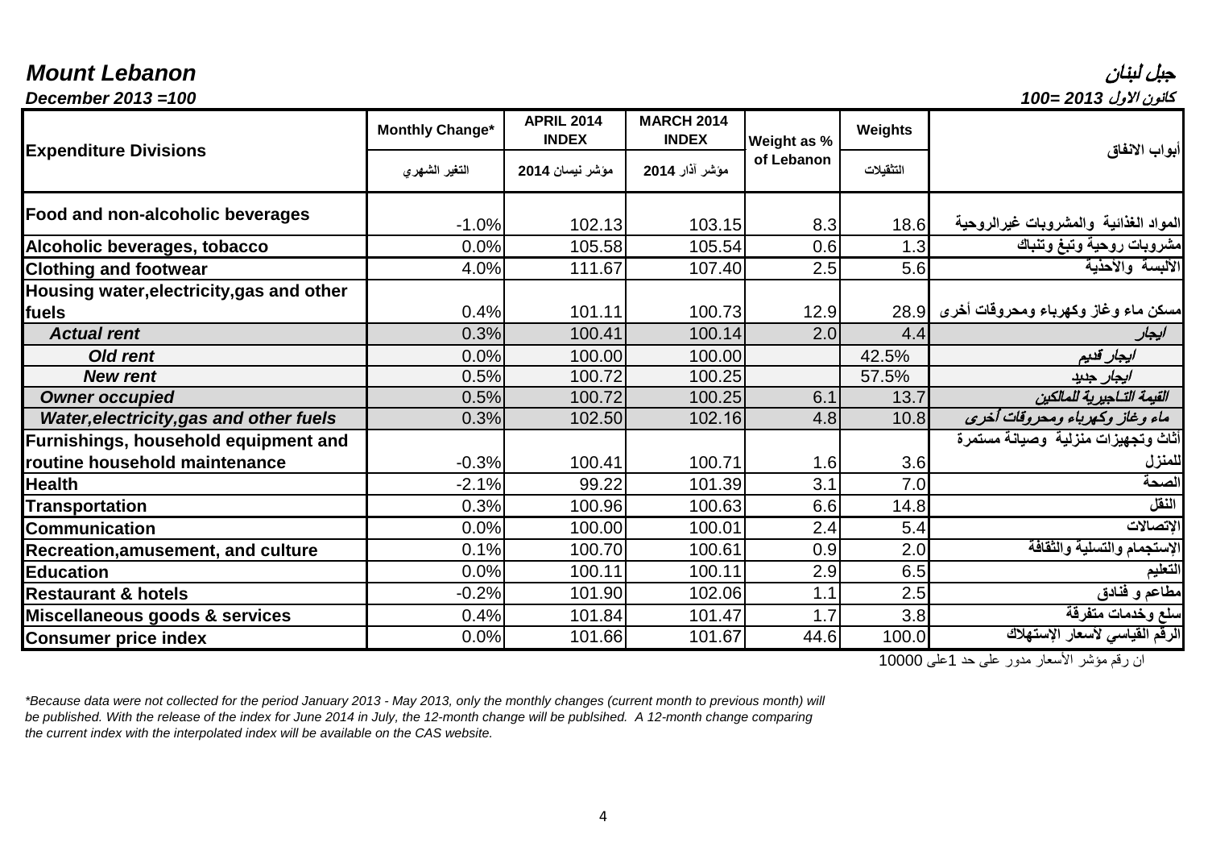***Mount Lebanon*** ***جبل لبنان***

***December 2013 =100*** ***كانون الاول 2013 =100***

| **Expenditure Divisions** | **Monthly Change*** | **APRIL 2014 INDEX** | **MARCH 2014 INDEX** | **Weight as % of Lebanon** | **Weights** | **أبواب الانفاق** |
|---|---|---|---|---|---|---|
| | التغير الشهري | مؤشر نيسان 2014 | مؤشر آذار 2014 | | التثقيلات | |
| **Food and non-alcoholic beverages** | -1.0% | 102.13 | 103.15 | 8.3 | 18.6 | المواد الغذائية والمشروبات غيرالروحية |
| **Alcoholic beverages, tobacco** | 0.0% | 105.58 | 105.54 | 0.6 | 1.3 | مشروبات روحية وتبغ وتنباك |
| **Clothing and footwear** | 4.0% | 111.67 | 107.40 | 2.5 | 5.6 | الألبسة والأحذية |
| **Housing water,electricity,gas and other fuels** | 0.4% | 101.11 | 100.73 | 12.9 | 28.9 | مسكن ماء وغاز وكهرباء ومحروقات أخرى |
| ***Actual rent*** | 0.3% | 100.41 | 100.14 | 2.0 | 4.4 | *ايجار* |
| ***Old rent*** | 0.0% | 100.00 | 100.00 | | 42.5% | *ايجار قديم* |
| ***New rent*** | 0.5% | 100.72 | 100.25 | | 57.5% | *ايجار جديد* |
| ***Owner occupied*** | 0.5% | 100.72 | 100.25 | 6.1 | 13.7 | *القيمة التـاجيرية للمالكين* |
| ***Water,electricity,gas and other fuels*** | 0.3% | 102.50 | 102.16 | 4.8 | 10.8 | *ماء وغاز وكهرباء ومحروقات أخرى* |
| **Furnishings, household equipment and routine household maintenance** | -0.3% | 100.41 | 100.71 | 1.6 | 3.6 | أثاث وتجهيزات منزلية وصيانة مستمرة للمنزل |
| **Health** | -2.1% | 99.22 | 101.39 | 3.1 | 7.0 | الصحة |
| **Transportation** | 0.3% | 100.96 | 100.63 | 6.6 | 14.8 | النقل |
| **Communication** | 0.0% | 100.00 | 100.01 | 2.4 | 5.4 | الإتصالات |
| **Recreation,amusement, and culture** | 0.1% | 100.70 | 100.61 | 0.9 | 2.0 | الإستجمام والتسلية والثقافة |
| **Education** | 0.0% | 100.11 | 100.11 | 2.9 | 6.5 | التعليم |
| **Restaurant & hotels** | -0.2% | 101.90 | 102.06 | 1.1 | 2.5 | مطاعم و فنادق |
| **Miscellaneous goods & services** | 0.4% | 101.84 | 101.47 | 1.7 | 3.8 | سلع وخدمات متفرقة |
| **Consumer price index** | 0.0% | 101.66 | 101.67 | 44.6 | 100.0 | الرقم القياسي لأسعار الإستهلاك |

ان رقم مؤشر الأسعار مدور على حد 1على 10000

*\*Because data were not collected for the period January 2013 - May 2013, only the monthly changes (current month to previous month) will be published. With the release of the index for June 2014 in July, the 12-month change will be publsihed. A 12-month change comparing the current index with the interpolated index will be available on the CAS website.*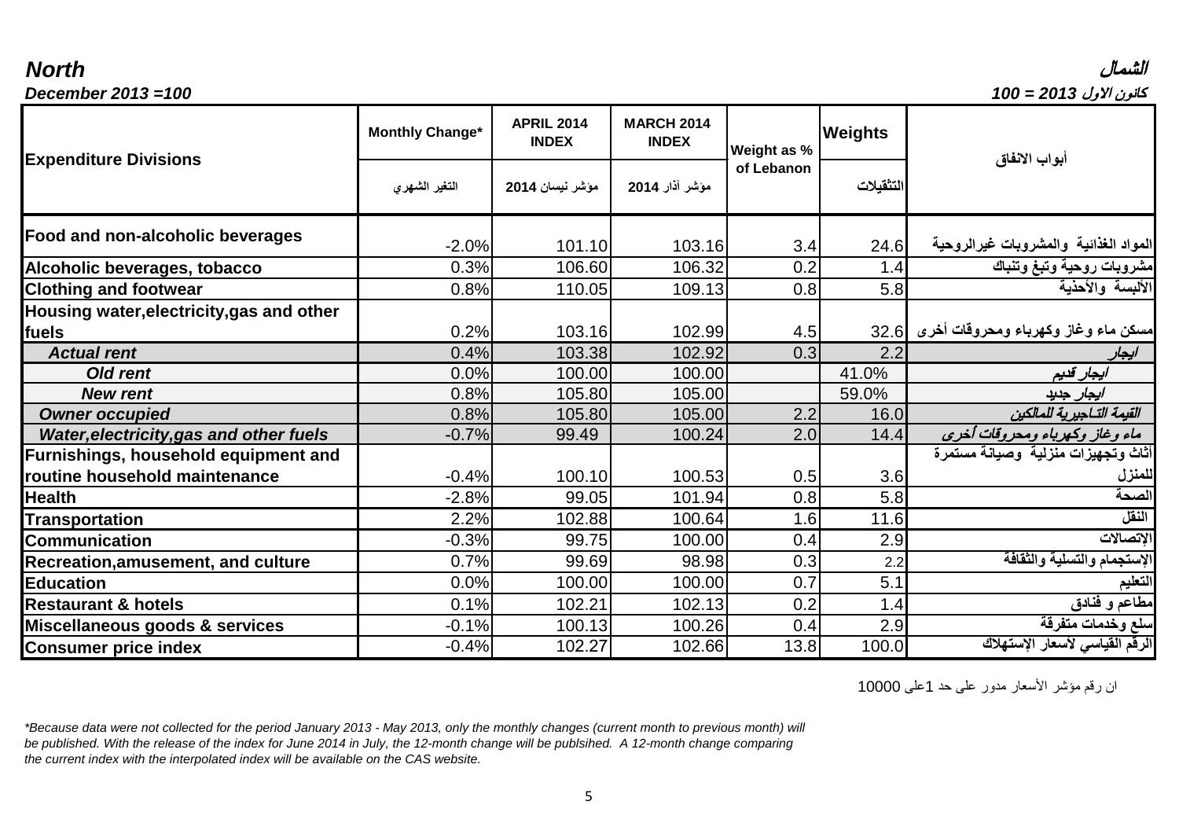***North*** ***الشمال***

***December 2013 =100*** ***كانون الاول 2013 = 100***

| Expenditure Divisions | Monthly Change* التغير الشهري | APRIL 2014 INDEX مؤشر نيسان 2014 | MARCH 2014 INDEX مؤشر آذار 2014 | Weight as % of Lebanon | Weights التثقيلات | أبواب الانفاق |
|---|---|---|---|---|---|---|
| **Food and non-alcoholic beverages** | -2.0% | 101.10 | 103.16 | 3.4 | 24.6 | **المواد الغذائية والمشروبات غيرالروحية** |
| **Alcoholic beverages, tobacco** | 0.3% | 106.60 | 106.32 | 0.2 | 1.4 | **مشروبات روحية وتبغ وتنباك** |
| **Clothing and footwear** | 0.8% | 110.05 | 109.13 | 0.8 | 5.8 | **الألبسة والأحذية** |
| **Housing water,electricity,gas and other fuels** | 0.2% | 103.16 | 102.99 | 4.5 | 32.6 | **مسكن ماء وغاز وكهرباء ومحروقات أخرى** |
| ***Actual rent*** | 0.4% | 103.38 | 102.92 | 0.3 | 2.2 | ***ايجار*** |
| ***Old rent*** | 0.0% | 100.00 | 100.00 | | 41.0% | ***ايجار قديم*** |
| ***New rent*** | 0.8% | 105.80 | 105.00 | | 59.0% | ***ايجار جديد*** |
| ***Owner occupied*** | 0.8% | 105.80 | 105.00 | 2.2 | 16.0 | ***القيمة التاجيرية للمالكين*** |
| ***Water,electricity,gas and other fuels*** | -0.7% | 99.49 | 100.24 | 2.0 | 14.4 | ***ماء وغاز وكهرباء ومحروقات أخرى*** |
| **Furnishings, household equipment and routine household maintenance** | -0.4% | 100.10 | 100.53 | 0.5 | 3.6 | **أثاث وتجهيزات منزلية وصيانة مستمرة للمنزل** |
| **Health** | -2.8% | 99.05 | 101.94 | 0.8 | 5.8 | **الصحة** |
| **Transportation** | 2.2% | 102.88 | 100.64 | 1.6 | 11.6 | **النقل** |
| **Communication** | -0.3% | 99.75 | 100.00 | 0.4 | 2.9 | **الإتصالات** |
| **Recreation,amusement, and culture** | 0.7% | 99.69 | 98.98 | 0.3 | 2.2 | **الإستجمام والتسلية والثقافة** |
| **Education** | 0.0% | 100.00 | 100.00 | 0.7 | 5.1 | **التعليم** |
| **Restaurant & hotels** | 0.1% | 102.21 | 102.13 | 0.2 | 1.4 | **مطاعم و فنادق** |
| **Miscellaneous goods & services** | -0.1% | 100.13 | 100.26 | 0.4 | 2.9 | **سلع وخدمات متفرقة** |
| **Consumer price index** | -0.4% | 102.27 | 102.66 | 13.8 | 100.0 | **الرقم القياسي لأسعار الإستهلاك** |

ان رقم مؤشر الأسعار مدور على حد 1على 10000

*\*Because data were not collected for the period January 2013 - May 2013, only the monthly changes (current month to previous month) will be published. With the release of the index for June 2014 in July, the 12-month change will be publsihed. A 12-month change comparing the current index with the interpolated index will be available on the CAS website.*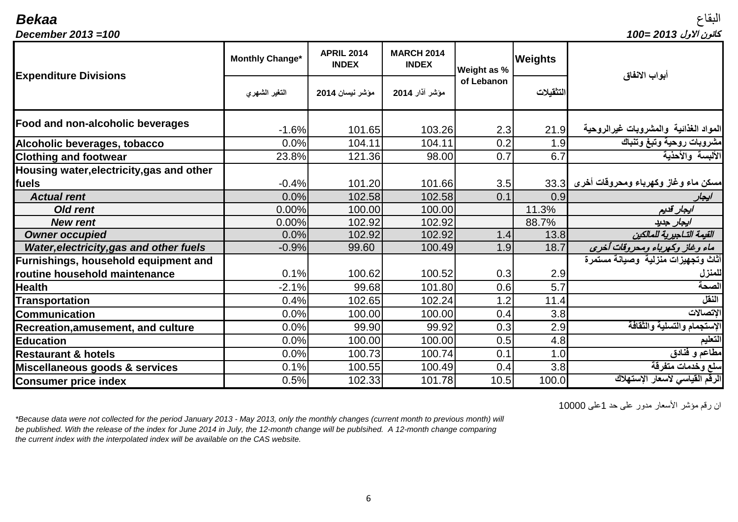**Bekaa** البقاع

**December 2013 =100** **كانون الاول 2013 =100**

| Expenditure Divisions | Monthly Change* التغير الشهري | APRIL 2014 INDEX مؤشر نيسان 2014 | MARCH 2014 INDEX مؤشر آذار 2014 | Weight as % of Lebanon | Weights التثقيلات | أبواب الانفاق |
|---|---|---|---|---|---|---|
| **Food and non-alcoholic beverages** | -1.6% | 101.65 | 103.26 | 2.3 | 21.9 | المواد الغذائية والمشروبات غيرالروحية |
| **Alcoholic beverages, tobacco** | 0.0% | 104.11 | 104.11 | 0.2 | 1.9 | مشروبات روحية وتبغ وتنباك |
| **Clothing and footwear** | 23.8% | 121.36 | 98.00 | 0.7 | 6.7 | الألبسة والأحذية |
| **Housing water,electricity,gas and other fuels** | -0.4% | 101.20 | 101.66 | 3.5 | 33.3 | مسكن ماء وغاز وكهرباء ومحروقات أخرى |
| ***Actual rent*** | 0.0% | 102.58 | 102.58 | 0.1 | 0.9 | *ايجار* |
| ***Old rent*** | 0.00% | 100.00 | 100.00 | | 11.3% | *ايجار قديم* |
| ***New rent*** | 0.00% | 102.92 | 102.92 | | 88.7% | *ايجار جديد* |
| ***Owner occupied*** | 0.0% | 102.92 | 102.92 | 1.4 | 13.8 | *القيمة التاجيرية للمالكين* |
| ***Water,electricity,gas and other fuels*** | -0.9% | 99.60 | 100.49 | 1.9 | 18.7 | *ماء وغاز وكهرباء ومحروقات أخرى* |
| **Furnishings, household equipment and routine household maintenance** | 0.1% | 100.62 | 100.52 | 0.3 | 2.9 | أثاث وتجهيزات منزلية وصيانة مستمرة للمنزل |
| **Health** | -2.1% | 99.68 | 101.80 | 0.6 | 5.7 | الصحة |
| **Transportation** | 0.4% | 102.65 | 102.24 | 1.2 | 11.4 | النقل |
| **Communication** | 0.0% | 100.00 | 100.00 | 0.4 | 3.8 | الاتصالات |
| **Recreation,amusement, and culture** | 0.0% | 99.90 | 99.92 | 0.3 | 2.9 | الإستجمام والتسلية والثقافة |
| **Education** | 0.0% | 100.00 | 100.00 | 0.5 | 4.8 | التعليم |
| **Restaurant & hotels** | 0.0% | 100.73 | 100.74 | 0.1 | 1.0 | مطاعم و فنادق |
| **Miscellaneous goods & services** | 0.1% | 100.55 | 100.49 | 0.4 | 3.8 | سلع وخدمات متفرقة |
| **Consumer price index** | 0.5% | 102.33 | 101.78 | 10.5 | 100.0 | الرقم القياسي لأسعار الإستهلاك |

ان رقم مؤشر الأسعار مدور على حد 1على 10000

*\*Because data were not collected for the period January 2013 - May 2013, only the monthly changes (current month to previous month) will be published. With the release of the index for June 2014 in July, the 12-month change will be publsihed. A 12-month change comparing the current index with the interpolated index will be available on the CAS website.*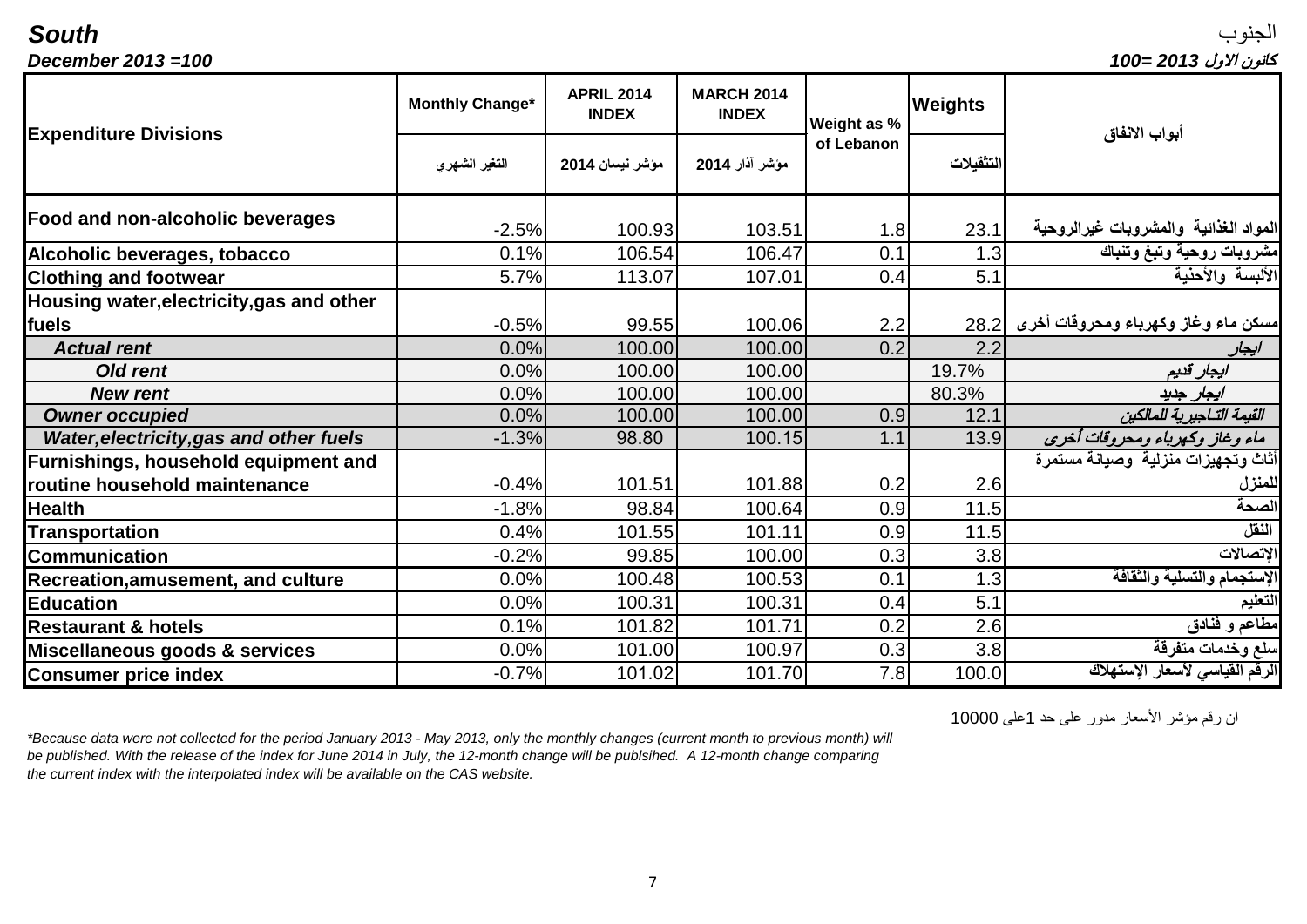***South*** | الجنوب

***December 2013 =100*** | ***كانون الاول 2013 =100***

| **Expenditure Divisions** | **Monthly Change*** | **APRIL 2014 INDEX** | **MARCH 2014 INDEX** | **Weight as % of Lebanon** | **Weights** | **أبواب الانفاق** |
|---|---|---|---|---|---|---|
| | التغير الشهري | مؤشر نيسان 2014 | مؤشر آذار 2014 | | التثقيلات | |
| **Food and non-alcoholic beverages** | -2.5% | 100.93 | 103.51 | 1.8 | 23.1 | **المواد الغذائية والمشروبات غيرالروحية** |
| **Alcoholic beverages, tobacco** | 0.1% | 106.54 | 106.47 | 0.1 | 1.3 | **مشروبات روحية وتبغ وتنباك** |
| **Clothing and footwear** | 5.7% | 113.07 | 107.01 | 0.4 | 5.1 | **الألبسة والأحذية** |
| **Housing water,electricity,gas and other fuels** | -0.5% | 99.55 | 100.06 | 2.2 | 28.2 | **مسكن ماء وغاز وكهرباء ومحروقات أخرى** |
| ***Actual rent*** | 0.0% | 100.00 | 100.00 | 0.2 | 2.2 | ***ايجار*** |
| ***Old rent*** | 0.0% | 100.00 | 100.00 | | 19.7% | ***ايجار قديم*** |
| ***New rent*** | 0.0% | 100.00 | 100.00 | | 80.3% | ***ايجار جديد*** |
| ***Owner occupied*** | 0.0% | 100.00 | 100.00 | 0.9 | 12.1 | ***القيمة التاجيرية للمالكين*** |
| ***Water,electricity,gas and other fuels*** | -1.3% | 98.80 | 100.15 | 1.1 | 13.9 | ***ماء وغاز وكهرباء ومحروقات أخرى*** |
| **Furnishings, household equipment and routine household maintenance** | -0.4% | 101.51 | 101.88 | 0.2 | 2.6 | **أثاث وتجهيزات منزلية وصيانة مستمرة للمنزل** |
| **Health** | -1.8% | 98.84 | 100.64 | 0.9 | 11.5 | **الصحة** |
| **Transportation** | 0.4% | 101.55 | 101.11 | 0.9 | 11.5 | **النقل** |
| **Communication** | -0.2% | 99.85 | 100.00 | 0.3 | 3.8 | **الاتصالات** |
| **Recreation,amusement, and culture** | 0.0% | 100.48 | 100.53 | 0.1 | 1.3 | **الإستجمام والتسلية والثقافة** |
| **Education** | 0.0% | 100.31 | 100.31 | 0.4 | 5.1 | **التعليم** |
| **Restaurant & hotels** | 0.1% | 101.82 | 101.71 | 0.2 | 2.6 | **مطاعم و فنادق** |
| **Miscellaneous goods & services** | 0.0% | 101.00 | 100.97 | 0.3 | 3.8 | **سلع وخدمات متفرقة** |
| **Consumer price index** | -0.7% | 101.02 | 101.70 | 7.8 | 100.0 | **الرقم القياسي لأسعار الإستهلاك** |

ان رقم مؤشر الأسعار مدور على حد 1على 10000

*\*Because data were not collected for the period January 2013 - May 2013, only the monthly changes (current month to previous month) will be published. With the release of the index for June 2014 in July, the 12-month change will be publsihed. A 12-month change comparing the current index with the interpolated index will be available on the CAS website.*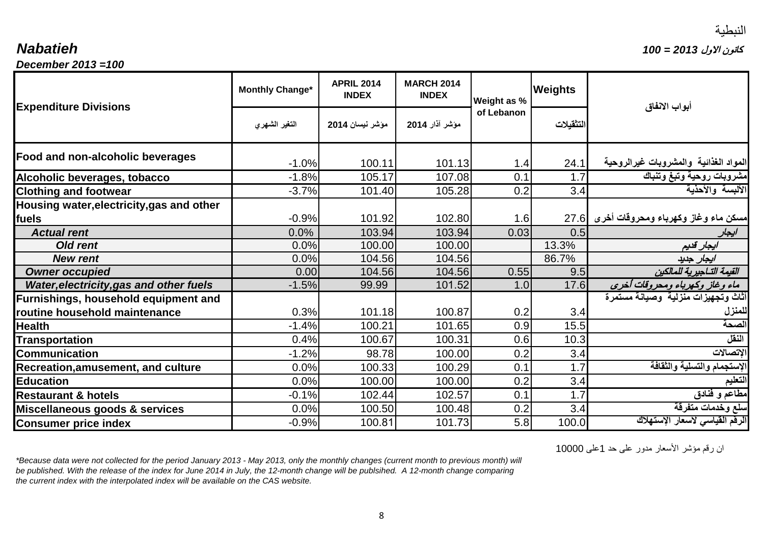النبطية

***Nabatieh*** ***كانون الاول 2013 = 100***

***December 2013 =100***

| Expenditure Divisions | Monthly Change* التغير الشهري | APRIL 2014 INDEX مؤشر نيسان 2014 | MARCH 2014 INDEX مؤشر آذار 2014 | Weight as % of Lebanon | Weights التثقيلات | أبواب الانفاق |
|---|---|---|---|---|---|---|
| **Food and non-alcoholic beverages** | -1.0% | 100.11 | 101.13 | 1.4 | 24.1 | **المواد الغذائية والمشروبات غيرالروحية** |
| **Alcoholic beverages, tobacco** | -1.8% | 105.17 | 107.08 | 0.1 | 1.7 | **مشروبات روحية وتبغ وتنباك** |
| **Clothing and footwear** | -3.7% | 101.40 | 105.28 | 0.2 | 3.4 | **الألبسة والأحذية** |
| **Housing water,electricity,gas and other fuels** | -0.9% | 101.92 | 102.80 | 1.6 | 27.6 | **مسكن ماء وغاز وكهرباء ومحروقات أخرى** |
| ***Actual rent*** | 0.0% | 103.94 | 103.94 | 0.03 | 0.5 | ***ايجار*** |
| ***Old rent*** | 0.0% | 100.00 | 100.00 | | 13.3% | ***ايجار قديم*** |
| ***New rent*** | 0.0% | 104.56 | 104.56 | | 86.7% | ***ايجار جديد*** |
| ***Owner occupied*** | 0.00 | 104.56 | 104.56 | 0.55 | 9.5 | ***القيمة التـاجيرية للمالكين*** |
| ***Water,electricity,gas and other fuels*** | -1.5% | 99.99 | 101.52 | 1.0 | 17.6 | ***ماء وغاز وكهرباء ومحروقات أخرى*** |
| **Furnishings, household equipment and routine household maintenance** | 0.3% | 101.18 | 100.87 | 0.2 | 3.4 | **أثاث وتجهيزات منزلية وصيانة مستمرة للمنزل** |
| **Health** | -1.4% | 100.21 | 101.65 | 0.9 | 15.5 | **الصحة** |
| **Transportation** | 0.4% | 100.67 | 100.31 | 0.6 | 10.3 | **النقل** |
| **Communication** | -1.2% | 98.78 | 100.00 | 0.2 | 3.4 | **الإتصالات** |
| **Recreation,amusement, and culture** | 0.0% | 100.33 | 100.29 | 0.1 | 1.7 | **الإستجمام والتسلية والثقافة** |
| **Education** | 0.0% | 100.00 | 100.00 | 0.2 | 3.4 | **التعليم** |
| **Restaurant & hotels** | -0.1% | 102.44 | 102.57 | 0.1 | 1.7 | **مطاعم و فنادق** |
| **Miscellaneous goods & services** | 0.0% | 100.50 | 100.48 | 0.2 | 3.4 | **سلع وخدمات متفرقة** |
| **Consumer price index** | -0.9% | 100.81 | 101.73 | 5.8 | 100.0 | **الرقم القياسي لاسعار الإستهلاك** |

ان رقم مؤشر الأسعار مدور على حد 1على 10000

*\*Because data were not collected for the period January 2013 - May 2013, only the monthly changes (current month to previous month) will be published. With the release of the index for June 2014 in July, the 12-month change will be publsihed. A 12-month change comparing the current index with the interpolated index will be available on the CAS website.*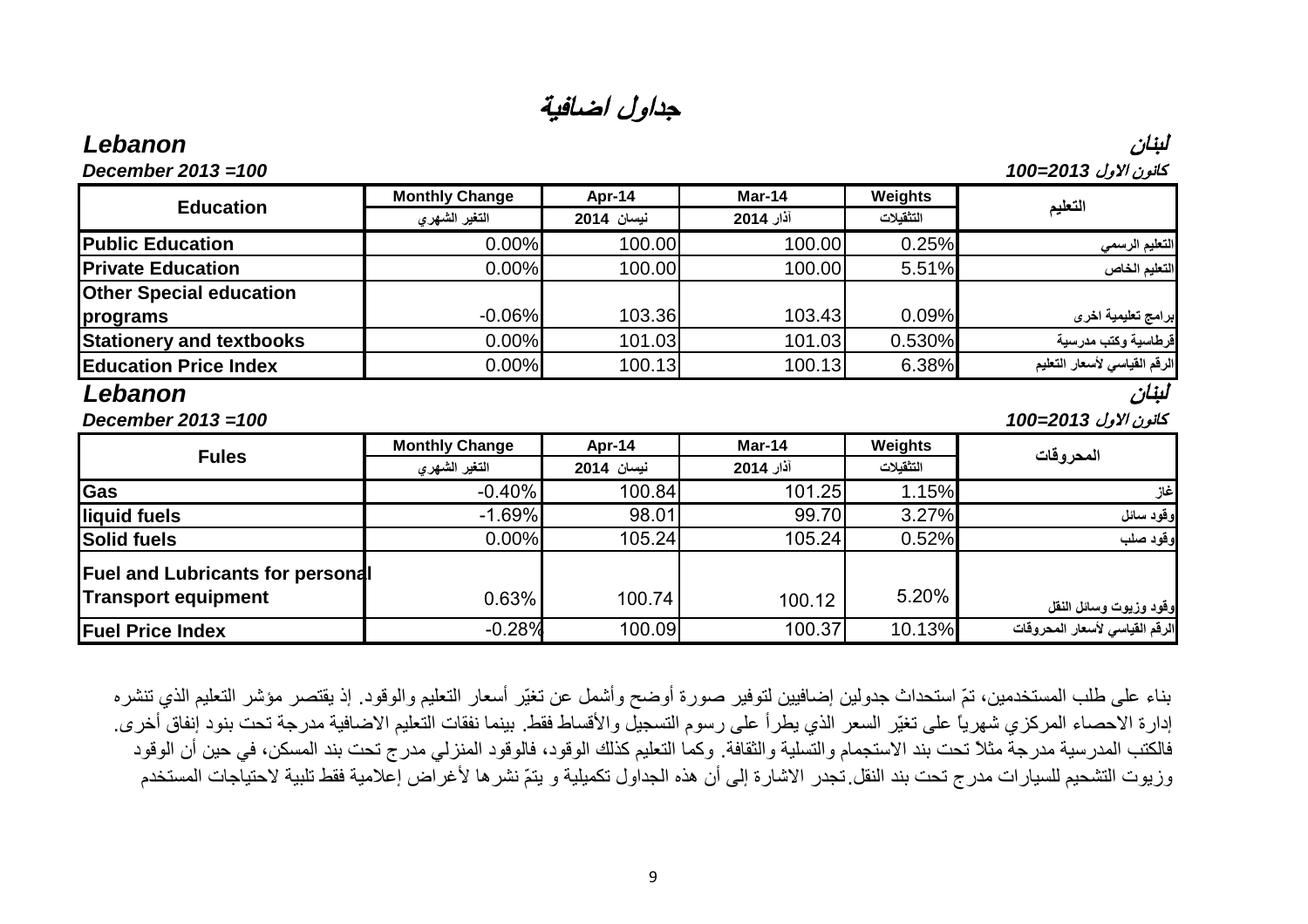# جداول اضافية

***Lebanon*** — ***لبنان***

***December 2013 =100*** — ***كانون الاول 2013=100***

| Education | Monthly Change<br>التغير الشهري | Apr-14<br>نيسان 2014 | Mar-14<br>آذار 2014 | Weights<br>التثقيلات | التعليم |
|---|---|---|---|---|---|
| **Public Education** | 0.00% | 100.00 | 100.00 | 0.25% | التعليم الرسمي |
| **Private Education** | 0.00% | 100.00 | 100.00 | 5.51% | التعليم الخاص |
| **Other Special education programs** | -0.06% | 103.36 | 103.43 | 0.09% | برامج تعليمية اخرى |
| **Stationery and textbooks** | 0.00% | 101.03 | 101.03 | 0.530% | قرطاسية وكتب مدرسية |
| **Education Price Index** | 0.00% | 100.13 | 100.13 | 6.38% | الرقم القياسي لأسعار التعليم |

***Lebanon*** — ***لبنان***

***December 2013 =100*** — ***كانون الاول 2013=100***

| Fules | Monthly Change<br>التغير الشهري | Apr-14<br>نيسان 2014 | Mar-14<br>آذار 2014 | Weights<br>التثقيلات | المحروقات |
|---|---|---|---|---|---|
| **Gas** | -0.40% | 100.84 | 101.25 | 1.15% | غاز |
| **liquid fuels** | -1.69% | 98.01 | 99.70 | 3.27% | وقود سائل |
| **Solid fuels** | 0.00% | 105.24 | 105.24 | 0.52% | وقود صلب |
| **Fuel and Lubricants for personal Transport equipment** | 0.63% | 100.74 | 100.12 | 5.20% | وقود وزيوت وسائل النقل |
| **Fuel Price Index** | -0.28% | 100.09 | 100.37 | 10.13% | الرقم القياسي لأسعار المحروقات |

بناء على طلب المستخدمين، تمّ استحداث جدولين إضافيين لتوفير صورة أوضح وأشمل عن تغيّر أسعار التعليم والوقود. إذ يقتصر مؤشر التعليم الذي تنشره إدارة الاحصاء المركزي شهرياً على تغيّر السعر الذي يطرأ على رسوم التسجيل والأقساط فقط. بينما نفقات التعليم الاضافية مدرجة تحت بنود إنفاق أخرى. فالكتب المدرسية مدرجة مثلاً تحت بند الاستجمام والتسلية والثقافة. وكما التعليم كذلك الوقود، فالوقود المنزلي مدرج تحت بند المسكن، في حين أن الوقود وزيوت التشحيم للسيارات مدرج تحت بند النقل.تجدر الاشارة إلى أن هذه الجداول تكميلية و يتمّ نشرها لأغراض إعلامية فقط تلبية لاحتياجات المستخدم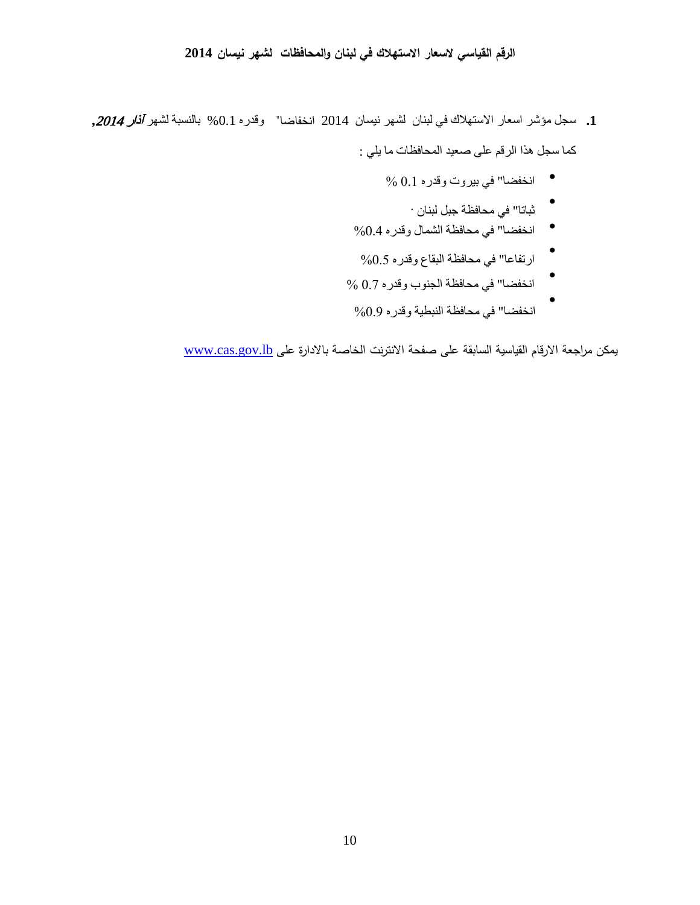**الرقم القياسي لاسعار الاستهلاك في لبنان والمحافظات لشهر نيسان 2014**

**1.** سجل مؤشر اسعار الاستهلاك في لبنان لشهر نيسان 2014 انخفاضا" وقدره 0.1% بالنسبة لشهر ***آذار 2014,***

كما سجل هذا الرقم على صعيد المحافظات ما يلي :

- انخفضا" في بيروت وقدره 0.1 %
- ثباتا" في محافظة جبل لبنان .
- انخفضا" في محافظة الشمال وقدره 0.4%
- ارتفاعا" في محافظة البقاع وقدره 0.5%
- انخفضا" في محافظة الجنوب وقدره 0.7 %
- انخفضا" في محافظة النبطية وقدره 0.9%

يمكن مراجعة الارقام القياسية السابقة على صفحة الانترنت الخاصة بالادارة على www.cas.gov.lb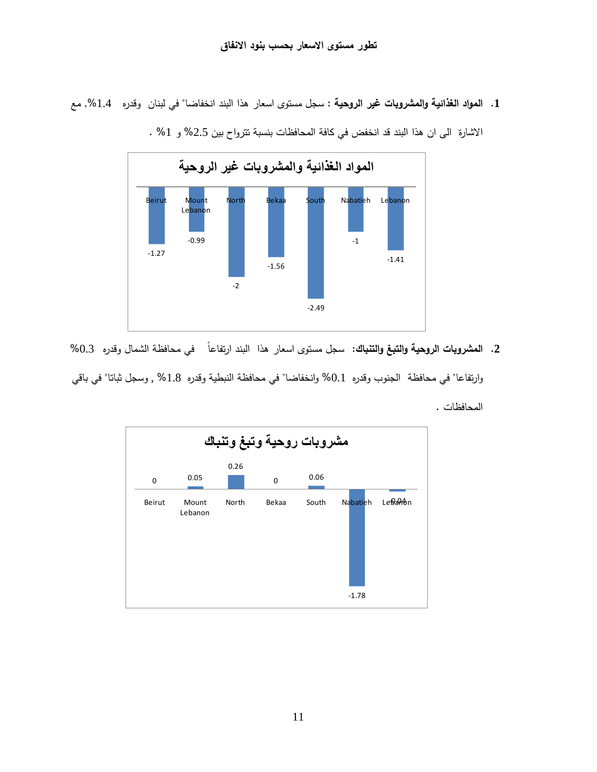## تطور مستوى الاسعار بحسب بنود الانفاق

1. **المواد الغذائية والمشروبات غير الروحية :** سجل مستوى اسعار هذا البند انخفاضا" في لبنان وقدره 1.4%, مع الاشارة الى ان هذا البند قد انخفض في كافة المحافظات بنسبة تتراوح بين 2.5% و 1% .

**المواد الغذائية والمشروبات غير الروحية**

| Beirut | Mount Lebanon | North | Bekaa | South | Nabatieh | Lebanon |
|---|---|---|---|---|---|---|
| -1.27 | -0.99 | -2 | -1.56 | -2.49 | -1 | -1.41 |

2. **المشروبات الروحية والتبغ والتنباك:** سجل مستوى اسعار هذا البند ارتفاعاً في محافظة الشمال وقدره 0.3% وارتفاعا" في محافظة الجنوب وقدره 0.1% وانخفاضا" في محافظة النبطية وقدره 1.8% , وسجل ثباتا" في باقي المحافظات .

**مشروبات روحية وتبغ وتنباك**

| Beirut | Mount Lebanon | North | Bekaa | South | Nabatieh | Lebanon |
|---|---|---|---|---|---|---|
| 0 | 0.05 | 0.26 | 0 | 0.06 | -1.78 | -0.04 |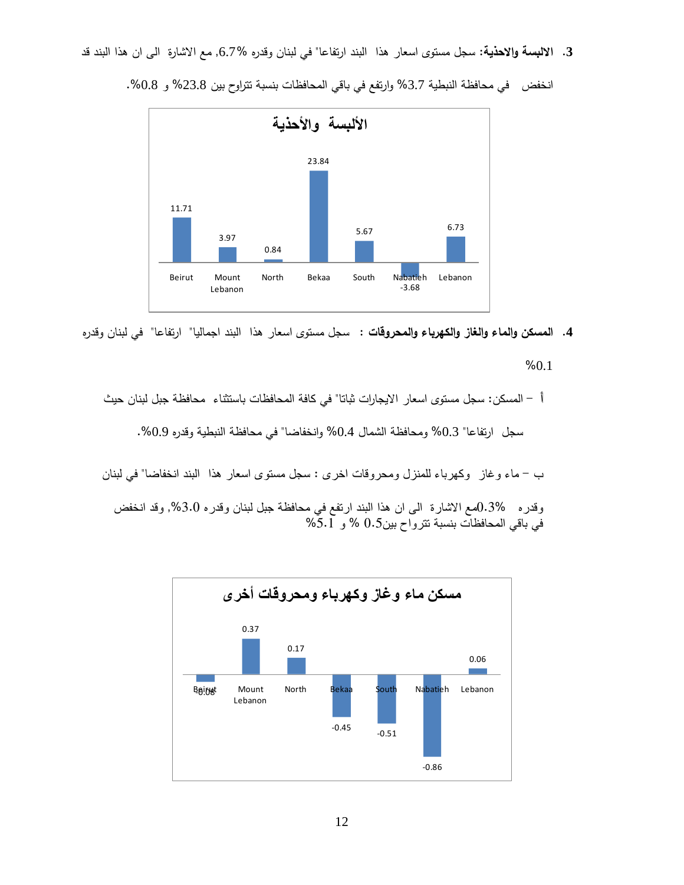3. **الالبسة والاحذية**: سجل مستوى اسعار هذا البند ارتفاعا" في لبنان وقدره 6.7%, مع الاشارة الى ان هذا البند قد انخفض في محافظة النبطية 3.7% وارتفع في باقي المحافظات بنسبة تتراوح بين 23.8% و 0.8%.

**الألبسة والأحذية**

| Beirut | Mount Lebanon | North | Bekaa | South | Nabatieh | Lebanon |
|---|---|---|---|---|---|---|
| 11.71 | 3.97 | 0.84 | 23.84 | 5.67 | -3.68 | 6.73 |

4. **المسكن والماء والغاز والكهرباء والمحروقات** : سجل مستوى اسعار هذا البند اجماليا" ارتفاعا" في لبنان وقدره 0.1%

أ – المسكن: سجل مستوى اسعار الايجارات ثباتا" في كافة المحافظات باستثناء محافظة جبل لبنان حيث سجل ارتفاعا" 0.3% ومحافظة الشمال 0.4% وانخفاضا" في محافظة النبطية وقدره 0.9%.

ب – ماء وغاز وكهرباء للمنزل ومحروقات اخرى : سجل مستوى اسعار هذا البند انخفاضا" في لبنان وقدره 0.3%مع الاشارة الى ان هذا البند ارتفع في محافظة جبل لبنان وقدره 0.3%, وقد انخفض في باقي المحافظات بنسبة تتراوح بين0.5 % و 5.1%

**مسكن ماء وغاز وكهرباء ومحروقات أخرى**

| Beirut | Mount Lebanon | North | Bekaa | South | Nabatieh | Lebanon |
|---|---|---|---|---|---|---|
| -0.08 | 0.37 | 0.17 | -0.45 | -0.51 | -0.86 | 0.06 |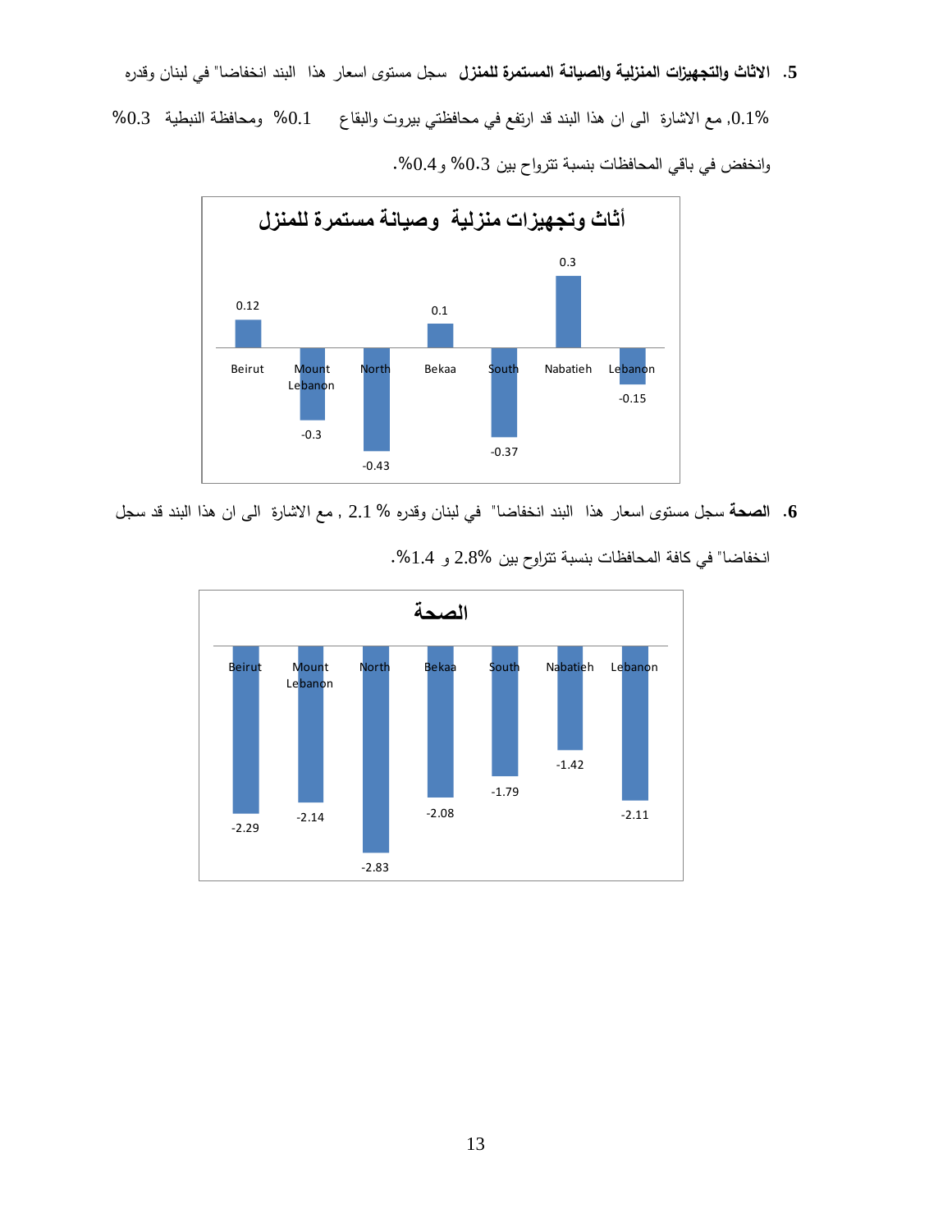5. **الاثاث والتجهيزات المنزلية والصيانة المستمرة للمنزل** سجل مستوى اسعار هذا البند انخفاضا" في لبنان وقدره 0.1%, مع الاشارة الى ان هذا البند قد ارتفع في محافظتي بيروت والبقاع 0.1% ومحافظة النبطية 0.3% وانخفض في باقي المحافظات بنسبة تتراوح بين 0.3% و0.4%.

**أثاث وتجهيزات منزلية وصيانة مستمرة للمنزل**

| Beirut | Mount Lebanon | North | Bekaa | South | Nabatieh | Lebanon |
|---|---|---|---|---|---|---|
| 0.12 | -0.3 | -0.43 | 0.1 | -0.37 | 0.3 | -0.15 |

6. **الصحة** سجل مستوى اسعار هذا البند انخفاضا" في لبنان وقدره % 2.1 , مع الاشارة الى ان هذا البند قد سجل انخفاضا" في كافة المحافظات بنسبة تتراوح بين 2.8% و 1.4%.

**الصحة**

| Beirut | Mount Lebanon | North | Bekaa | South | Nabatieh | Lebanon |
|---|---|---|---|---|---|---|
| -2.29 | -2.14 | -2.83 | -2.08 | -1.79 | -1.42 | -2.11 |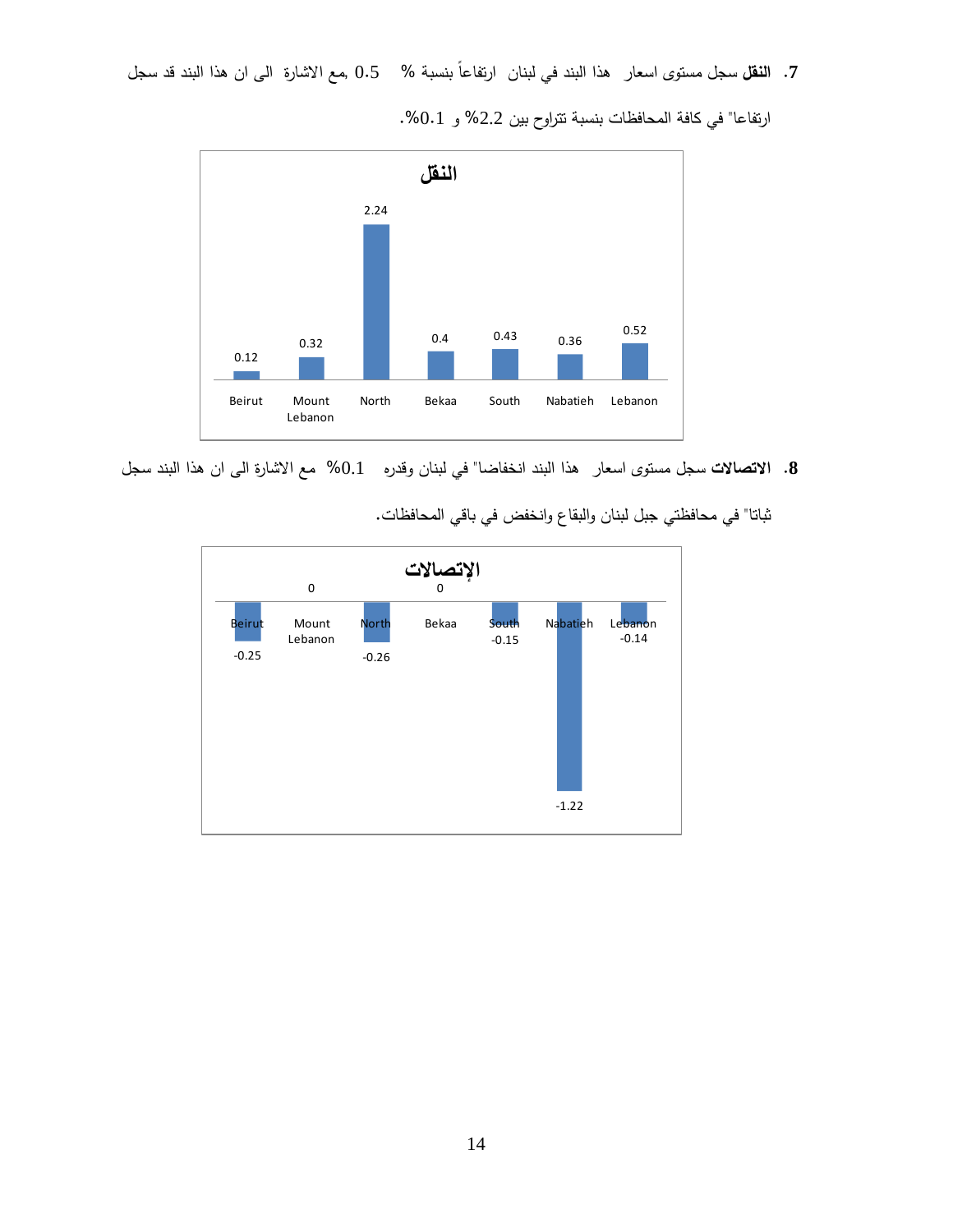7. **النقل** سجل مستوى اسعار هذا البند في لبنان ارتفاعاً بنسبة % 0.5 ,مع الاشارة الى ان هذا البند قد سجل ارتفاعا" في كافة المحافظات بنسبة تتراوح بين 2.2% و 0.1%.

**النقل**

| Beirut | Mount Lebanon | North | Bekaa | South | Nabatieh | Lebanon |
|---|---|---|---|---|---|---|
| 0.12 | 0.32 | 2.24 | 0.4 | 0.43 | 0.36 | 0.52 |

8. **الاتصالات** سجل مستوى اسعار هذا البند انخفاضا" في لبنان وقدره 0.1% مع الاشارة الى ان هذا البند سجل ثباتا" في محافظتي جبل لبنان والبقاع وانخفض في باقي المحافظات.

**الإتصالات**

| Beirut | Mount Lebanon | North | Bekaa | South | Nabatieh | Lebanon |
|---|---|---|---|---|---|---|
| -0.25 | 0 | -0.26 | 0 | -0.15 | -1.22 | -0.14 |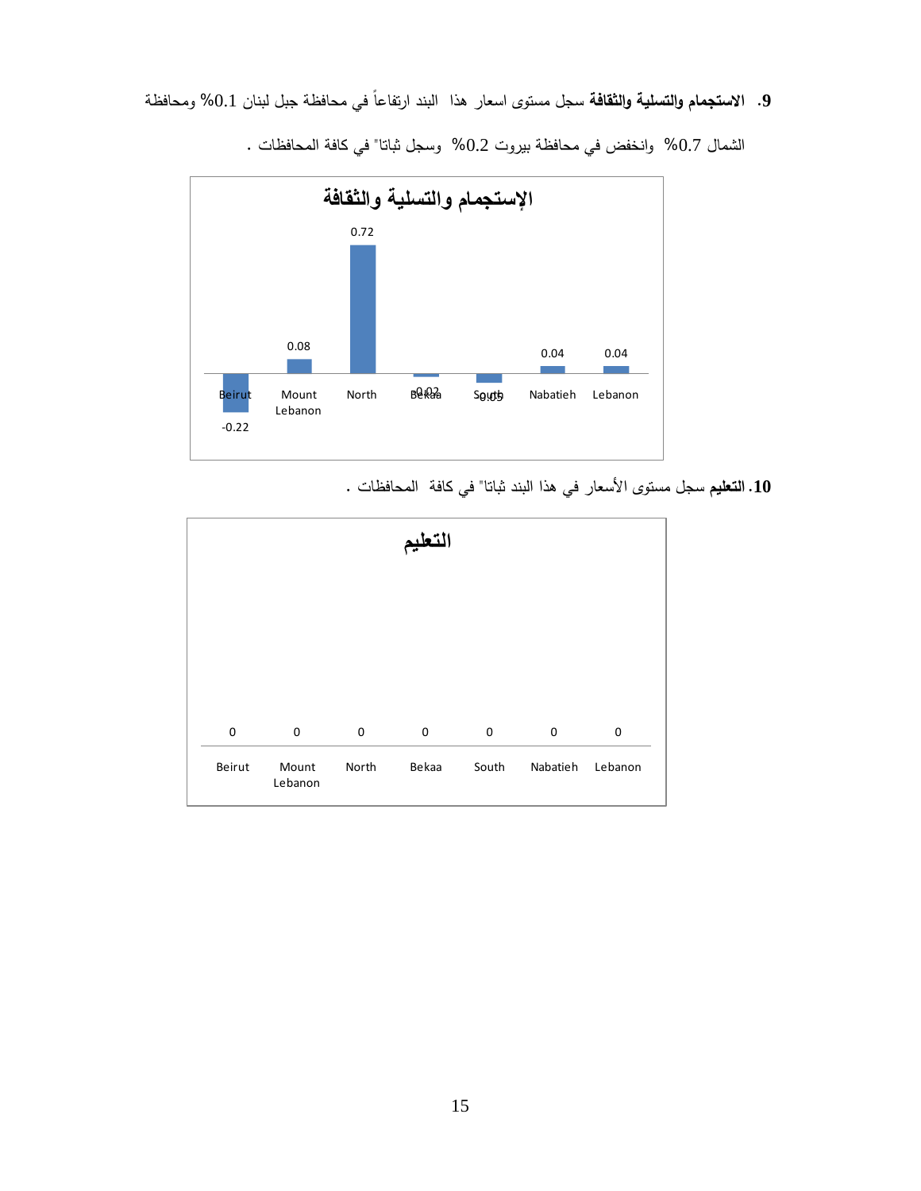9. **الاستجمام والتسلية والثقافة** سجل مستوى اسعار هذا البند ارتفاعاً في محافظة جبل لبنان 0.1% ومحافظة الشمال 0.7% وانخفض في محافظة بيروت 0.2% وسجل ثباتا" في كافة المحافظات .

**الإستجمام والتسلية والثقافة**

| Beirut | Mount Lebanon | North | Bekaa | South | Nabatieh | Lebanon |
|---|---|---|---|---|---|---|
| -0.22 | 0.08 | 0.72 | -0.02 | -0.05 | 0.04 | 0.04 |

10. **التعليم** سجل مستوى الأسعار في هذا البند ثباتا" في كافة المحافظات .

**التعليم**

| Beirut | Mount Lebanon | North | Bekaa | South | Nabatieh | Lebanon |
|---|---|---|---|---|---|---|
| 0 | 0 | 0 | 0 | 0 | 0 | 0 |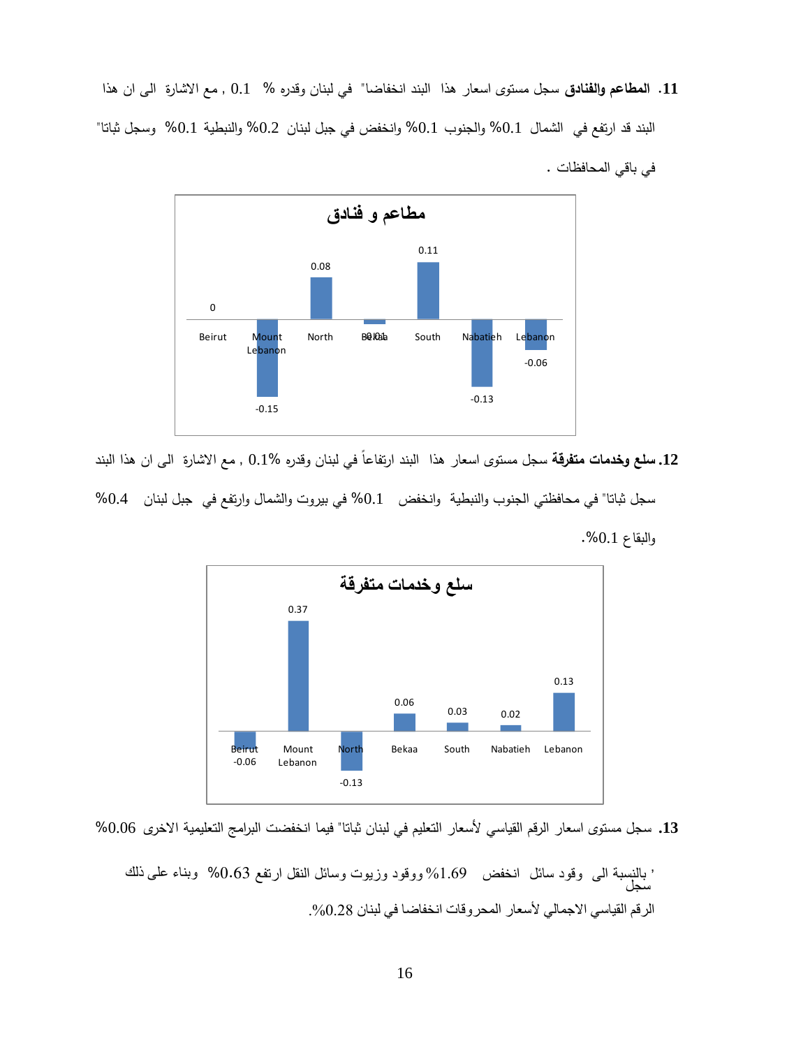**11. المطاعم والفنادق** سجل مستوى اسعار هذا البند انخفاضا" في لبنان وقدره % 0.1 , مع الاشارة الى ان هذا البند قد ارتفع في الشمال 0.1% والجنوب 0.1% وانخفض في جبل لبنان 0.2% والنبطية 0.1% وسجل ثباتا" في باقي المحافظات .

**مطاعم و فنادق**

| Beirut | Mount Lebanon | North | Bekaa | South | Nabatieh | Lebanon |
|---|---|---|---|---|---|---|
| 0 | -0.15 | 0.08 | -0.01 | 0.11 | -0.13 | -0.06 |

**12. سلع وخدمات متفرقة** سجل مستوى اسعار هذا البند ارتفاعاً في لبنان وقدره 0.1% , مع الاشارة الى ان هذا البند سجل ثباتا" في محافظتي الجنوب والنبطية وانخفض 0.1% في بيروت والشمال وارتفع في جبل لبنان 0.4% والبقاع 0.1%.

**سلع وخدمات متفرقة**

| Beirut | Mount Lebanon | North | Bekaa | South | Nabatieh | Lebanon |
|---|---|---|---|---|---|---|
| -0.06 | 0.37 | -0.13 | 0.06 | 0.03 | 0.02 | 0.13 |

**13.** سجل مستوى اسعار الرقم القياسي لأسعار التعليم في لبنان ثباتا" فيما انخفضت البرامج التعليمية الاخرى 0.06%

بالنسبة الى وقود سائل انخفض 1.69% ووقود وزيوت وسائل النقل ارتفع 0.63% وبناء على ذلك سجل الرقم القياسي الاجمالي لأسعار المحروقات انخفاضا في لبنان 0.28%.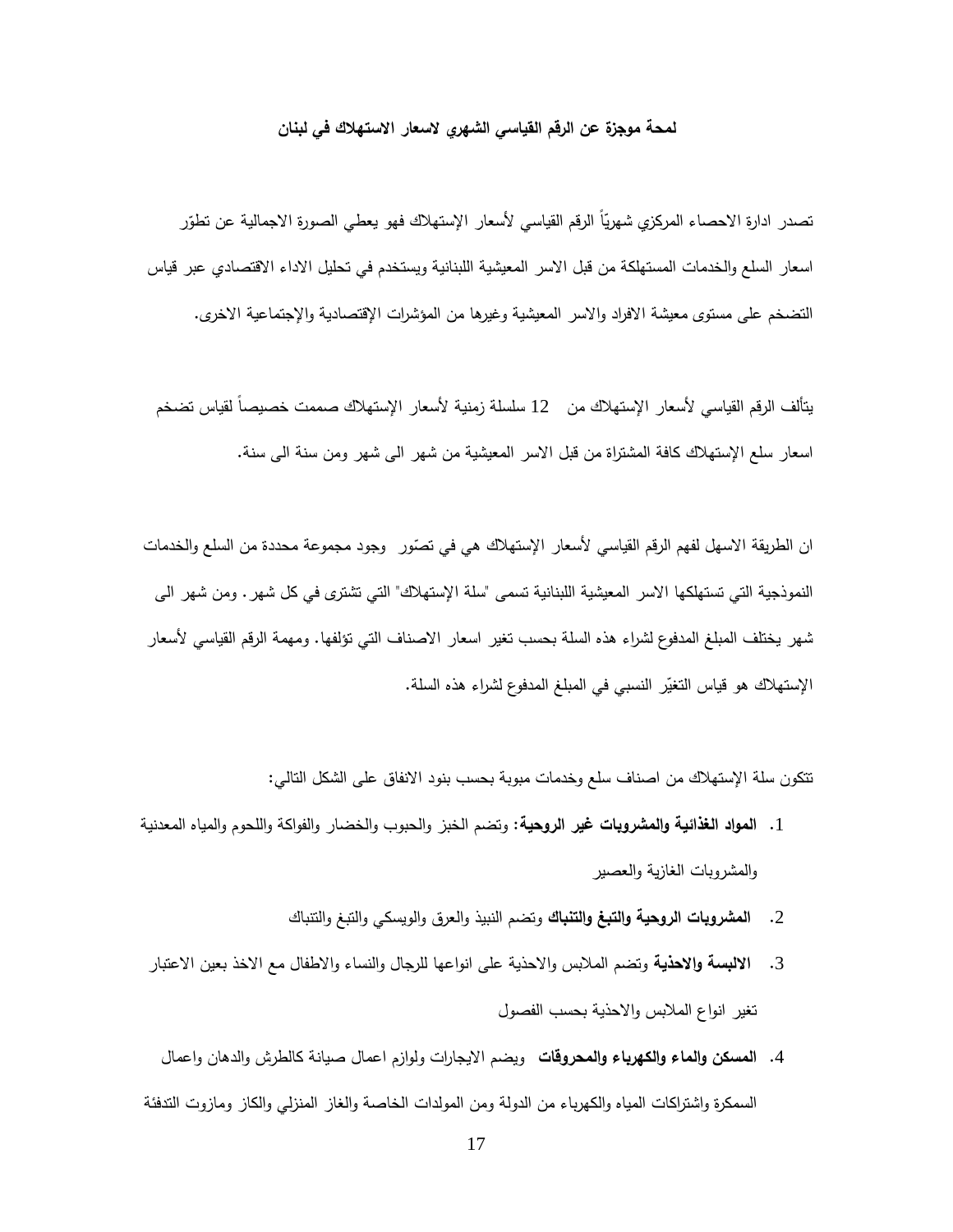**لمحة موجزة عن الرقم القياسي الشهري لاسعار الاستهلاك في لبنان**

تصدر ادارة الاحصاء المركزي شهرياً الرقم القياسي لأسعار الإستهلاك فهو يعطي الصورة الاجمالية عن تطوّر اسعار السلع والخدمات المستهلكة من قبل الاسر المعيشية اللبنانية ويستخدم في تحليل الاداء الاقتصادي عبر قياس التضخم على مستوى معيشة الافراد والاسر المعيشية وغيرها من المؤشرات الإقتصادية والإجتماعية الاخرى.

يتألف الرقم القياسي لأسعار الإستهلاك من 12 سلسلة زمنية لأسعار الإستهلاك صممت خصيصاً لقياس تضخم اسعار سلع الإستهلاك كافة المشتراة من قبل الاسر المعيشية من شهر الى شهر ومن سنة الى سنة.

ان الطريقة الاسهل لفهم الرقم القياسي لأسعار الإستهلاك هي في تصّور وجود مجموعة محددة من السلع والخدمات النموذجية التي تستهلكها الاسر المعيشية اللبنانية تسمى "سلة الإستهلاك" التي تشترى في كل شهر. ومن شهر الى شهر يختلف المبلغ المدفوع لشراء هذه السلة بحسب تغير اسعار الاصناف التي تؤلفها. ومهمة الرقم القياسي لأسعار الإستهلاك هو قياس التغيّر النسبي في المبلغ المدفوع لشراء هذه السلة.

تتكون سلة الإستهلاك من اصناف سلع وخدمات مبوبة بحسب بنود الانفاق على الشكل التالي:

1. **المواد الغذائية والمشروبات غير الروحية:** وتضم الخبز والحبوب والخضار والفواكة واللحوم والمياه المعدنية والمشروبات الغازية والعصير
2. **المشروبات الروحية والتبغ والتنباك** وتضم النبيذ والعرق والويسكي والتبغ والتنباك
3. **الالبسة والاحذية** وتضم الملابس والاحذية على انواعها للرجال والنساء والاطفال مع الاخذ بعين الاعتبار تغير انواع الملابس والاحذية بحسب الفصول
4. **المسكن والماء والكهرباء والمحروقات** ويضم الايجارات ولوازم اعمال صيانة كالطرش والدهان واعمال السمكرة واشتراكات المياه والكهرباء من الدولة ومن المولدات الخاصة والغاز المنزلي والكاز ومازوت التدفئة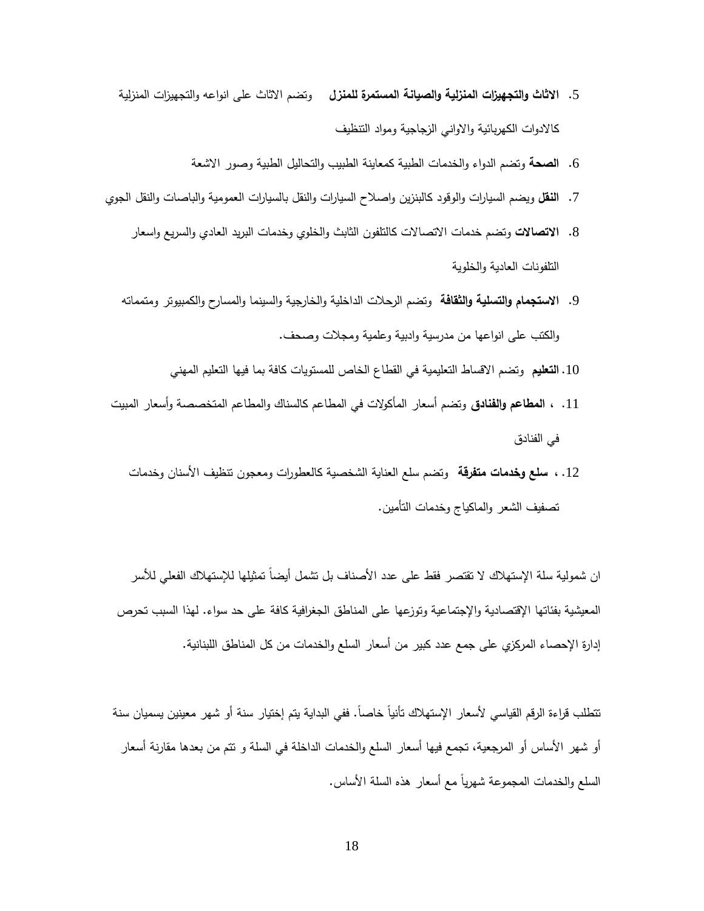5. **الاثاث والتجهيزات المنزلية والصيانة المستمرة للمنزل** وتضم الاثاث على انواعه والتجهيزات المنزلية كالادوات الكهربائية والاواني الزجاجية ومواد التنظيف
6. **الصحة** وتضم الدواء والخدمات الطبية كمعاينة الطبيب والتحاليل الطبية وصور الاشعة
7. **النقل** ويضم السيارات والوقود كالبنزين واصلاح السيارات والنقل بالسيارات العمومية والباصات والنقل الجوي
8. **الاتصالات** وتضم خدمات الاتصالات كالتلفون الثابت والخلوي وخدمات البريد العادي والسريع واسعار التلفونات العادية والخلوية
9. **الاستجمام والتسلية والثقافة** وتضم الرحلات الداخلية والخارجية والسينما والمسارح والكمبيوتر ومتمماته والكتب على انواعها من مدرسية وادبية وعلمية ومجلات وصحف.
10. **التعليم** وتضم الاقساط التعليمية في القطاع الخاص للمستويات كافة بما فيها التعليم المهني
11. ، **المطاعم والفنادق** وتضم أسعار المأكولات في المطاعم كالسناك والمطاعم المتخصصة وأسعار المبيت في الفنادق
12. ، **سلع وخدمات متفرقة** وتضم سلع العناية الشخصية كالعطورات ومعجون تنظيف الأسنان وخدمات تصفيف الشعر والماكياج وخدمات التأمين.

ان شمولية سلة الإستهلاك لا تقتصر فقط على عدد الأصناف بل تشمل أيضاً تمثيلها للإستهلاك الفعلي للأسر المعيشية بفئاتها الإقتصادية والإجتماعية وتوزعها على المناطق الجغرافية كافة على حد سواء. لهذا السبب تحرص إدارة الإحصاء المركزي على جمع عدد كبير من أسعار السلع والخدمات من كل المناطق اللبنانية.

تتطلب قراءة الرقم القياسي لأسعار الإستهلاك تأنياً خاصاً. ففي البداية يتم إختيار سنة أو شهر معينين يسميان سنة أو شهر الأساس أو المرجعية، تجمع فيها أسعار السلع والخدمات الداخلة في السلة و تتم من بعدها مقارنة أسعار السلع والخدمات المجموعة شهرياً مع أسعار هذه السلة الأساس.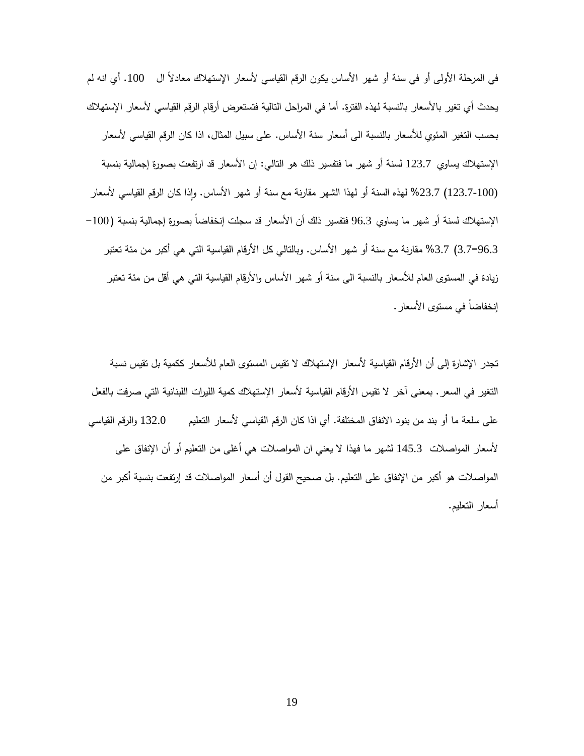في المرحلة الأولى أو في سنة أو شهر الأساس يكون الرقم القياسي لأسعار الإستهلاك معادلاً ال 100. أي انه لم يحدث أي تغير بالأسعار بالنسبة لهذه الفترة. أما في المراحل التالية فتستعرض أرقام الرقم القياسي لأسعار الإستهلاك بحسب التغير المئوي للأسعار بالنسبة الى أسعار سنة الأساس. على سبيل المثال، اذا كان الرقم القياسي لأسعار الإستهلاك يساوي 123.7 لسنة أو شهر ما فتفسير ذلك هو التالي: إن الأسعار قد ارتفعت بصورةٍ إجمالية بنسبة (123.7-100) 23.7% لهذه السنة أو لهذا الشهر مقارنة مع سنة أو شهر الأساس. وإذا كان الرقم القياسي لأسعار الإستهلاك لسنة أو شهر ما يساوي 96.3 فتفسير ذلك أن الأسعار قد سجلت إنخفاضاً بصورة إجمالية بنسبة (100−96.3=3.7) 3.7% مقارنة مع سنة أو شهر الأساس. وبالتالي كل الأرقام القياسية التي هي أكبر من مئة تعتبر زيادة في المستوى العام للأسعار بالنسبة الى سنة أو شهر الأساس والأرقام القياسية التي هي أقل من مئة تعتبر إنخفاضاً في مستوى الأسعار.

تجدر الإشارة إلى أن الأرقام القياسية لأسعار الإستهلاك لا تقيس المستوى العام للأسعار ككمية بل تقيس نسبة التغير في السعر. بمعنى آخر لا تقيس الأرقام القياسية لأسعار الإستهلاك كمية الليرات اللبنانية التي صرفت بالفعل على سلعة ما أو بند من بنود الانفاق المختلفة. أي اذا كان الرقم القياسي لأسعار التعليم 132.0 والرقم القياسي لأسعار المواصلات 145.3 لشهر ما فهذا لا يعني ان المواصلات هي أغلى من التعليم أو أن الإنفاق على المواصلات هو أكبر من الإنفاق على التعليم. بل صحيح القول أن أسعار المواصلات قد إرتفعت بنسبة أكبر من أسعار التعليم.